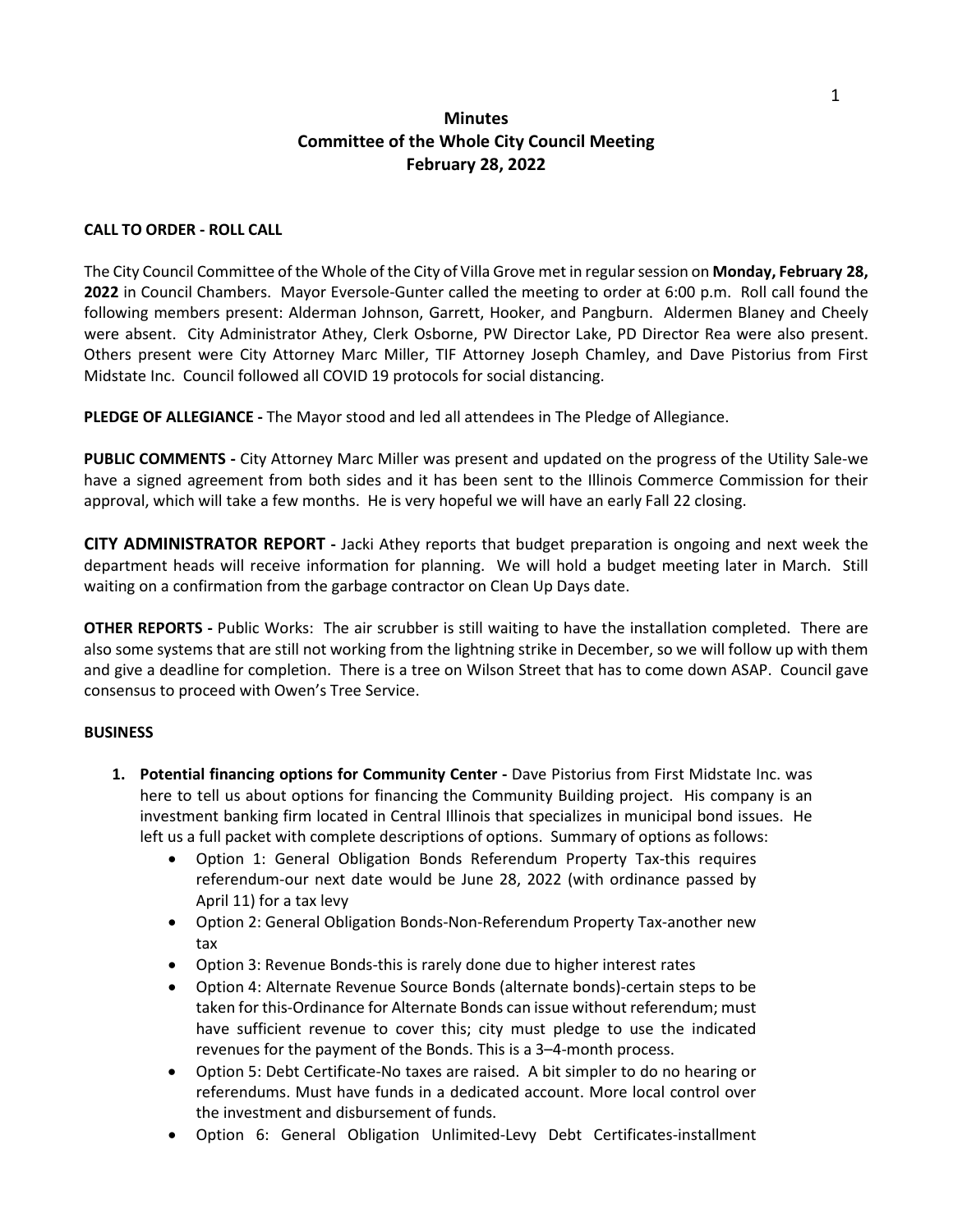# Minutes
## Committee of the Whole City Council Meeting
## February 28, 2022

**CALL TO ORDER - ROLL CALL**

The City Council Committee of the Whole of the City of Villa Grove met in regular session on **Monday, February 28, 2022** in Council Chambers. Mayor Eversole-Gunter called the meeting to order at 6:00 p.m. Roll call found the following members present: Alderman Johnson, Garrett, Hooker, and Pangburn. Aldermen Blaney and Cheely were absent. City Administrator Athey, Clerk Osborne, PW Director Lake, PD Director Rea were also present. Others present were City Attorney Marc Miller, TIF Attorney Joseph Chamley, and Dave Pistorius from First Midstate Inc. Council followed all COVID 19 protocols for social distancing.

**PLEDGE OF ALLEGIANCE -** The Mayor stood and led all attendees in The Pledge of Allegiance.

**PUBLIC COMMENTS -** City Attorney Marc Miller was present and updated on the progress of the Utility Sale-we have a signed agreement from both sides and it has been sent to the Illinois Commerce Commission for their approval, which will take a few months. He is very hopeful we will have an early Fall 22 closing.

**CITY ADMINISTRATOR REPORT -** Jacki Athey reports that budget preparation is ongoing and next week the department heads will receive information for planning. We will hold a budget meeting later in March. Still waiting on a confirmation from the garbage contractor on Clean Up Days date.

**OTHER REPORTS -** Public Works: The air scrubber is still waiting to have the installation completed. There are also some systems that are still not working from the lightning strike in December, so we will follow up with them and give a deadline for completion. There is a tree on Wilson Street that has to come down ASAP. Council gave consensus to proceed with Owen's Tree Service.

**BUSINESS**

1. **Potential financing options for Community Center -** Dave Pistorius from First Midstate Inc. was here to tell us about options for financing the Community Building project. His company is an investment banking firm located in Central Illinois that specializes in municipal bond issues. He left us a full packet with complete descriptions of options. Summary of options as follows:
   - Option 1: General Obligation Bonds Referendum Property Tax-this requires referendum-our next date would be June 28, 2022 (with ordinance passed by April 11) for a tax levy
   - Option 2: General Obligation Bonds-Non-Referendum Property Tax-another new tax
   - Option 3: Revenue Bonds-this is rarely done due to higher interest rates
   - Option 4: Alternate Revenue Source Bonds (alternate bonds)-certain steps to be taken for this-Ordinance for Alternate Bonds can issue without referendum; must have sufficient revenue to cover this; city must pledge to use the indicated revenues for the payment of the Bonds. This is a 3–4-month process.
   - Option 5: Debt Certificate-No taxes are raised. A bit simpler to do no hearing or referendums. Must have funds in a dedicated account. More local control over the investment and disbursement of funds.
   - Option 6: General Obligation Unlimited-Levy Debt Certificates-installment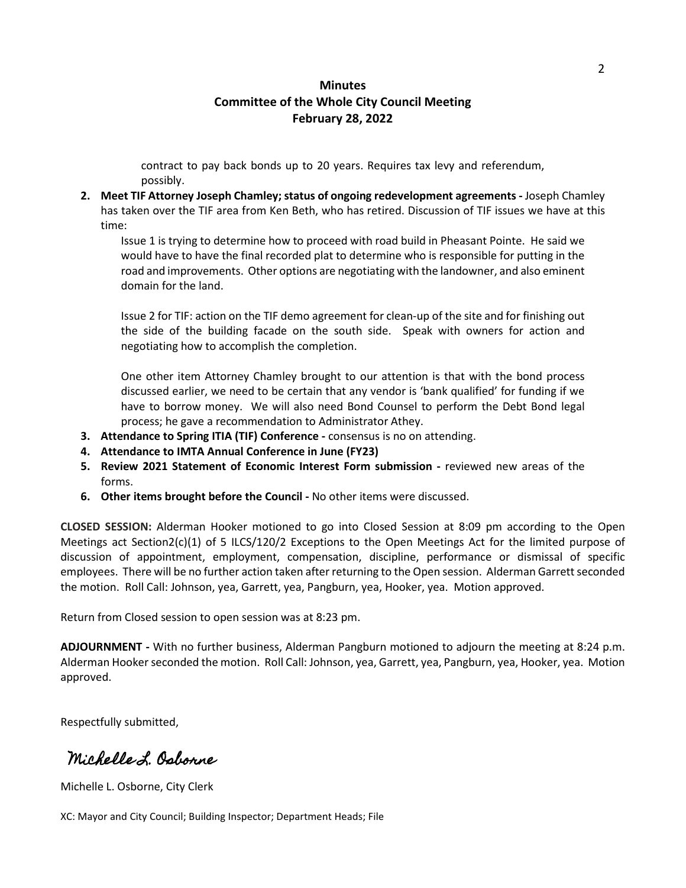# Minutes
## Committee of the Whole City Council Meeting
### February 28, 2022

contract to pay back bonds up to 20 years. Requires tax levy and referendum, possibly.

2. **Meet TIF Attorney Joseph Chamley; status of ongoing redevelopment agreements -** Joseph Chamley has taken over the TIF area from Ken Beth, who has retired. Discussion of TIF issues we have at this time:

   Issue 1 is trying to determine how to proceed with road build in Pheasant Pointe. He said we would have to have the final recorded plat to determine who is responsible for putting in the road and improvements. Other options are negotiating with the landowner, and also eminent domain for the land.

   Issue 2 for TIF: action on the TIF demo agreement for clean-up of the site and for finishing out the side of the building facade on the south side. Speak with owners for action and negotiating how to accomplish the completion.

   One other item Attorney Chamley brought to our attention is that with the bond process discussed earlier, we need to be certain that any vendor is 'bank qualified' for funding if we have to borrow money. We will also need Bond Counsel to perform the Debt Bond legal process; he gave a recommendation to Administrator Athey.

3. **Attendance to Spring ITIA (TIF) Conference -** consensus is no on attending.
4. **Attendance to IMTA Annual Conference in June (FY23)**
5. **Review 2021 Statement of Economic Interest Form submission -** reviewed new areas of the forms.
6. **Other items brought before the Council -** No other items were discussed.

**CLOSED SESSION:** Alderman Hooker motioned to go into Closed Session at 8:09 pm according to the Open Meetings act Section2(c)(1) of 5 ILCS/120/2 Exceptions to the Open Meetings Act for the limited purpose of discussion of appointment, employment, compensation, discipline, performance or dismissal of specific employees. There will be no further action taken after returning to the Open session. Alderman Garrett seconded the motion. Roll Call: Johnson, yea, Garrett, yea, Pangburn, yea, Hooker, yea. Motion approved.

Return from Closed session to open session was at 8:23 pm.

**ADJOURNMENT -** With no further business, Alderman Pangburn motioned to adjourn the meeting at 8:24 p.m. Alderman Hooker seconded the motion. Roll Call: Johnson, yea, Garrett, yea, Pangburn, yea, Hooker, yea. Motion approved.

Respectfully submitted,

*Michelle L. Osborne*

Michelle L. Osborne, City Clerk

XC: Mayor and City Council; Building Inspector; Department Heads; File